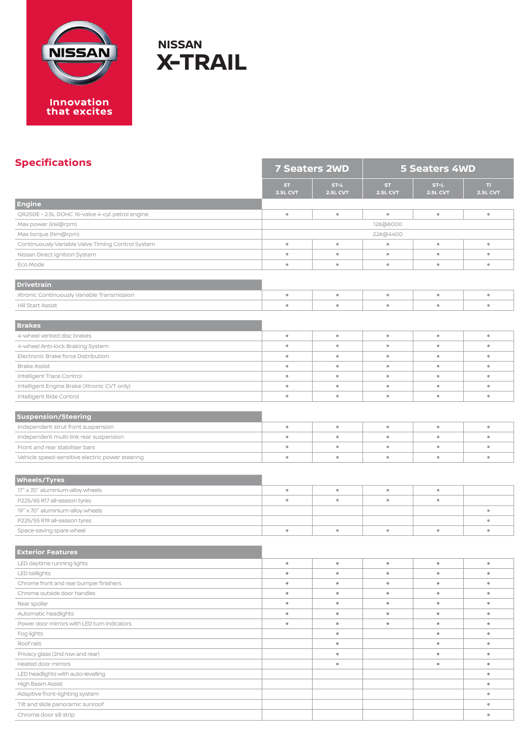NISSAN

Innovation that excites

# NISSAN X-TRAIL

## Specifications

| | 7 Seaters 2WD | | 5 Seaters 4WD | | |
|---|---|---|---|---|---|
| | ST 2.5L CVT | ST-L 2.5L CVT | ST 2.5L CVT | ST-L 2.5L CVT | Ti 2.5L CVT |
| **Engine** | | | | | |
| QR25DE - 2.5L DOHC 16-valve 4-cyl. petrol engine | • | • | • | • | • |
| Max power (kW@rpm) | 126@6000 | | | | |
| Max torque (Nm@rpm) | 226@4400 | | | | |
| Continuously Variable Valve Timing Control System | • | • | • | • | • |
| Nissan Direct Ignition System | • | • | • | • | • |
| Eco Mode | • | • | • | • | • |
| **Drivetrain** | | | | | |
| Xtronic Continuously Variable Transmission | • | • | • | • | • |
| Hill Start Assist | • | • | • | • | • |
| **Brakes** | | | | | |
| 4-wheel vented disc brakes | • | • | • | • | • |
| 4-wheel Anti-lock Braking System | • | • | • | • | • |
| Electronic Brake force Distribution | • | • | • | • | • |
| Brake Assist | • | • | • | • | • |
| Intelligent Trace Control | • | • | • | • | • |
| Intelligent Engine Brake (Xtronic CVT only) | • | • | • | • | • |
| Intelligent Ride Control | • | • | • | • | • |
| **Suspension/Steering** | | | | | |
| Independent strut front suspension | • | • | • | • | • |
| Independent multi-link rear suspension | • | • | • | • | • |
| Front and rear stabiliser bars | • | • | • | • | • |
| Vehicle speed-sensitive electric power steering | • | • | • | • | • |
| **Wheels/Tyres** | | | | | |
| 17" x 7.0" aluminium-alloy wheels | • | • | • | • | |
| P225/65 R17 all-season tyres | • | • | • | • | |
| 19" x 7.0" aluminium-alloy wheels | | | | | • |
| P225/55 R19 all-season tyres | | | | | • |
| Space-saving spare wheel | • | • | • | • | • |
| **Exterior Features** | | | | | |
| LED daytime running lights | • | • | • | • | • |
| LED taillights | • | • | • | • | • |
| Chrome front and rear bumper finishers | • | • | • | • | • |
| Chrome outside door handles | • | • | • | • | • |
| Rear spoiler | • | • | • | • | • |
| Automatic headlights | • | • | • | • | • |
| Power door mirrors with LED turn indicators | • | • | • | • | • |
| Fog lights | | • | | • | • |
| Roof rails | | • | | • | • |
| Privacy glass (2nd row and rear) | | • | | • | • |
| Heated door mirrors | | • | | • | • |
| LED headlights with auto-levelling | | | | | • |
| High Beam Assist | | | | | • |
| Adaptive front-lighting system | | | | | • |
| Tilt and slide panoramic sunroof | | | | | • |
| Chrome door sill strip | | | | | • |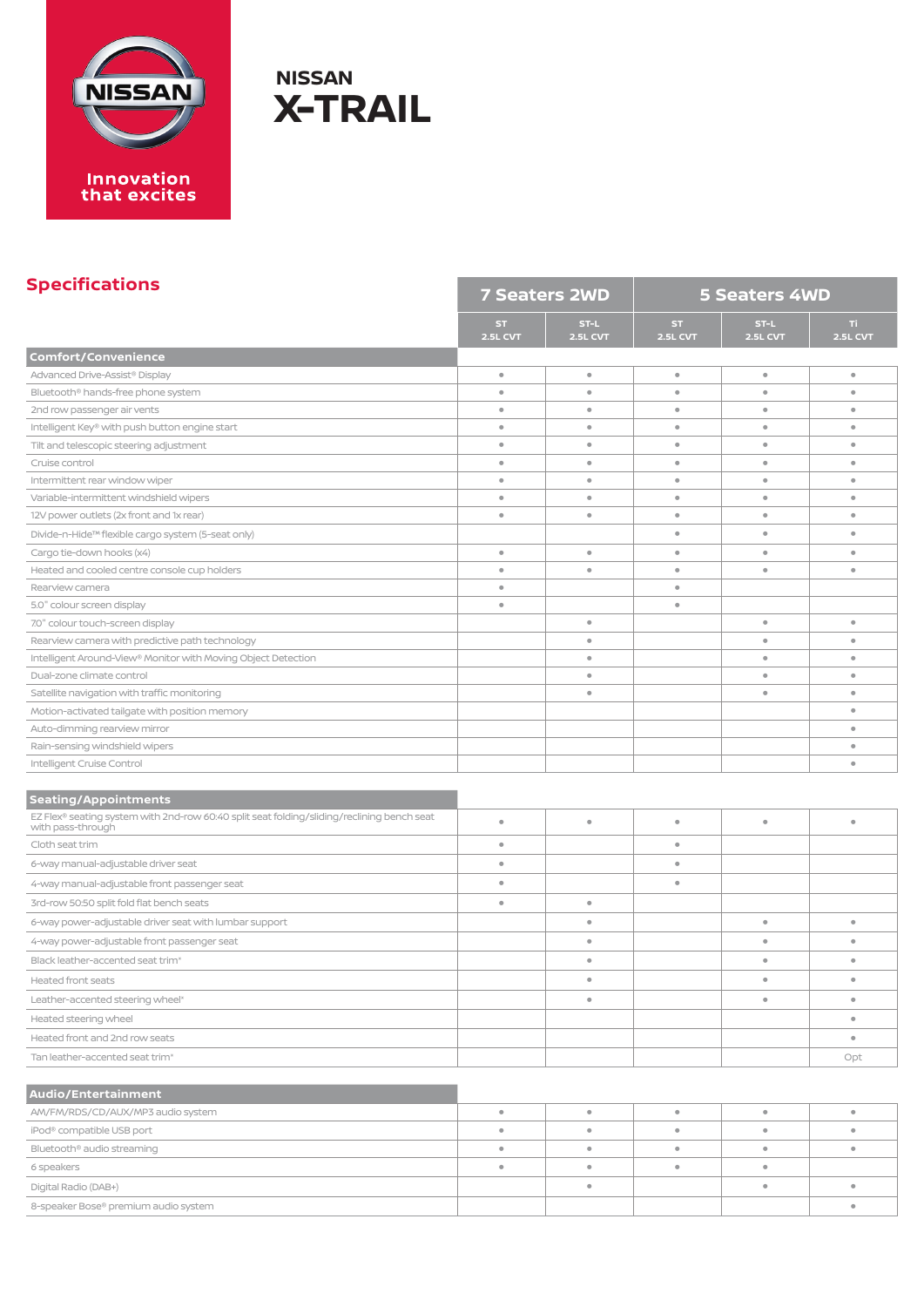NISSAN

Innovation that excites

# NISSAN X-TRAIL

## Specifications

| | 7 Seaters 2WD | | 5 Seaters 4WD | | |
|---|---|---|---|---|---|
| | ST 2.5L CVT | ST-L 2.5L CVT | ST 2.5L CVT | ST-L 2.5L CVT | Ti 2.5L CVT |
| **Comfort/Convenience** | | | | | |
| Advanced Drive-Assist® Display | • | • | • | • | • |
| Bluetooth® hands-free phone system | • | • | • | • | • |
| 2nd row passenger air vents | • | • | • | • | • |
| Intelligent Key® with push button engine start | • | • | • | • | • |
| Tilt and telescopic steering adjustment | • | • | • | • | • |
| Cruise control | • | • | • | • | • |
| Intermittent rear window wiper | • | • | • | • | • |
| Variable-intermittent windshield wipers | • | • | • | • | • |
| 12V power outlets (2x front and 1x rear) | • | • | • | • | • |
| Divide-n-Hide™ flexible cargo system (5-seat only) | | | • | • | • |
| Cargo tie-down hooks (x4) | • | • | • | • | • |
| Heated and cooled centre console cup holders | • | • | • | • | • |
| Rearview camera | • | | • | | |
| 5.0" colour screen display | • | | • | | |
| 7.0" colour touch-screen display | | • | | • | • |
| Rearview camera with predictive path technology | | • | | • | • |
| Intelligent Around-View® Monitor with Moving Object Detection | | • | | • | • |
| Dual-zone climate control | | • | | • | • |
| Satellite navigation with traffic monitoring | | • | | • | • |
| Motion-activated tailgate with position memory | | | | | • |
| Auto-dimming rearview mirror | | | | | • |
| Rain-sensing windshield wipers | | | | | • |
| Intelligent Cruise Control | | | | | • |
| **Seating/Appointments** | | | | | |
| EZ Flex® seating system with 2nd-row 60:40 split seat folding/sliding/reclining bench seat with pass-through | • | • | • | • | • |
| Cloth seat trim | • | | • | | |
| 6-way manual-adjustable driver seat | • | | • | | |
| 4-way manual-adjustable front passenger seat | • | | • | | |
| 3rd-row 50:50 split fold flat bench seats | • | • | | | |
| 6-way power-adjustable driver seat with lumbar support | | • | | • | • |
| 4-way power-adjustable front passenger seat | | • | | • | • |
| Black leather-accented seat trim* | | • | | • | • |
| Heated front seats | | • | | • | • |
| Leather-accented steering wheel* | | • | | • | • |
| Heated steering wheel | | | | | • |
| Heated front and 2nd row seats | | | | | • |
| Tan leather-accented seat trim* | | | | | Opt |
| **Audio/Entertainment** | | | | | |
| AM/FM/RDS/CD/AUX/MP3 audio system | • | • | • | • | • |
| iPod® compatible USB port | • | • | • | • | • |
| Bluetooth® audio streaming | • | • | • | • | • |
| 6 speakers | • | • | • | • | |
| Digital Radio (DAB+) | | • | | • | • |
| 8-speaker Bose® premium audio system | | | | | • |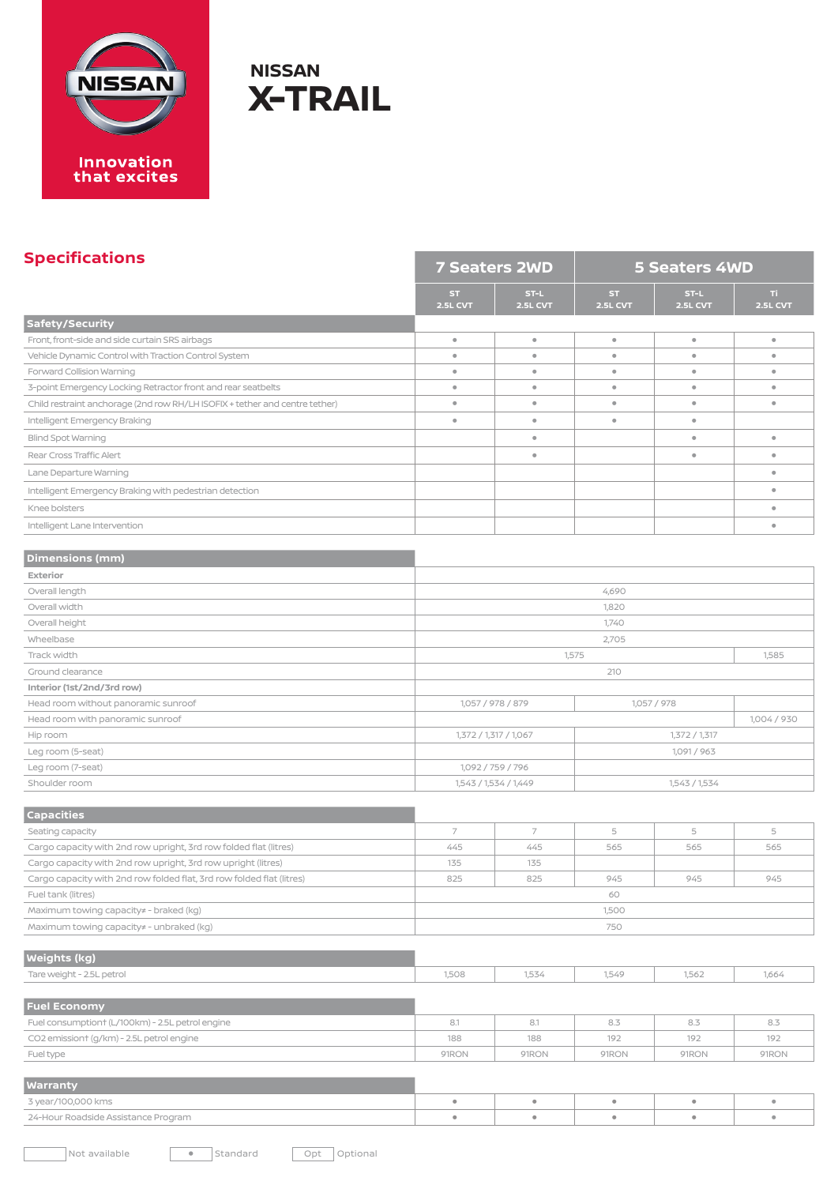NISSAN

Innovation that excites

# NISSAN X-TRAIL

## Specifications

| | 7 Seaters 2WD | | 5 Seaters 4WD | | |
|---|---|---|---|---|---|
| | ST 2.5L CVT | ST-L 2.5L CVT | ST 2.5L CVT | ST-L 2.5L CVT | Ti 2.5L CVT |
| **Safety/Security** | | | | | |
| Front, front-side and side curtain SRS airbags | • | • | • | • | • |
| Vehicle Dynamic Control with Traction Control System | • | • | • | • | • |
| Forward Collision Warning | • | • | • | • | • |
| 3-point Emergency Locking Retractor front and rear seatbelts | • | • | • | • | • |
| Child restraint anchorage (2nd row RH/LH ISOFIX + tether and centre tether) | • | • | • | • | • |
| Intelligent Emergency Braking | • | • | • | • | |
| Blind Spot Warning | | • | | • | • |
| Rear Cross Traffic Alert | | • | | • | • |
| Lane Departure Warning | | | | | • |
| Intelligent Emergency Braking with pedestrian detection | | | | | • |
| Knee bolsters | | | | | • |
| Intelligent Lane Intervention | | | | | • |
| **Dimensions (mm)** | | | | | |
| **Exterior** | | | | | |
| Overall length | 4,690 | | | | |
| Overall width | 1,820 | | | | |
| Overall height | 1,740 | | | | |
| Wheelbase | 2,705 | | | | |
| Track width | 1,575 | | | | 1,585 |
| Ground clearance | 210 | | | | |
| **Interior (1st/2nd/3rd row)** | | | | | |
| Head room without panoramic sunroof | 1,057 / 978 / 879 | | 1,057 / 978 | | |
| Head room with panoramic sunroof | | | | | 1,004 / 930 |
| Hip room | 1,372 / 1,317 / 1,067 | | 1,372 / 1,317 | | |
| Leg room (5-seat) | | | 1,091 / 963 | | |
| Leg room (7-seat) | 1,092 / 759 / 796 | | | | |
| Shoulder room | 1,543 / 1,534 / 1,449 | | 1,543 / 1,534 | | |
| **Capacities** | | | | | |
| Seating capacity | 7 | 7 | 5 | 5 | 5 |
| Cargo capacity with 2nd row upright, 3rd row folded flat (litres) | 445 | 445 | 565 | 565 | 565 |
| Cargo capacity with 2nd row upright, 3rd row upright (litres) | 135 | 135 | | | |
| Cargo capacity with 2nd row folded flat, 3rd row folded flat (litres) | 825 | 825 | 945 | 945 | 945 |
| Fuel tank (litres) | 60 | | | | |
| Maximum towing capacity≠ - braked (kg) | 1,500 | | | | |
| Maximum towing capacity≠ - unbraked (kg) | 750 | | | | |
| **Weights (kg)** | | | | | |
| Tare weight - 2.5L petrol | 1,508 | 1,534 | 1,549 | 1,562 | 1,664 |
| **Fuel Economy** | | | | | |
| Fuel consumption† (L/100km) - 2.5L petrol engine | 8.1 | 8.1 | 8.3 | 8.3 | 8.3 |
| CO2 emission† (g/km) - 2.5L petrol engine | 188 | 188 | 192 | 192 | 192 |
| Fuel type | 91RON | 91RON | 91RON | 91RON | 91RON |
| **Warranty** | | | | | |
| 3 year/100,000 kms | • | • | • | • | • |
| 24-Hour Roadside Assistance Program | • | • | • | • | • |

[ ] Not available   • Standard   Opt Optional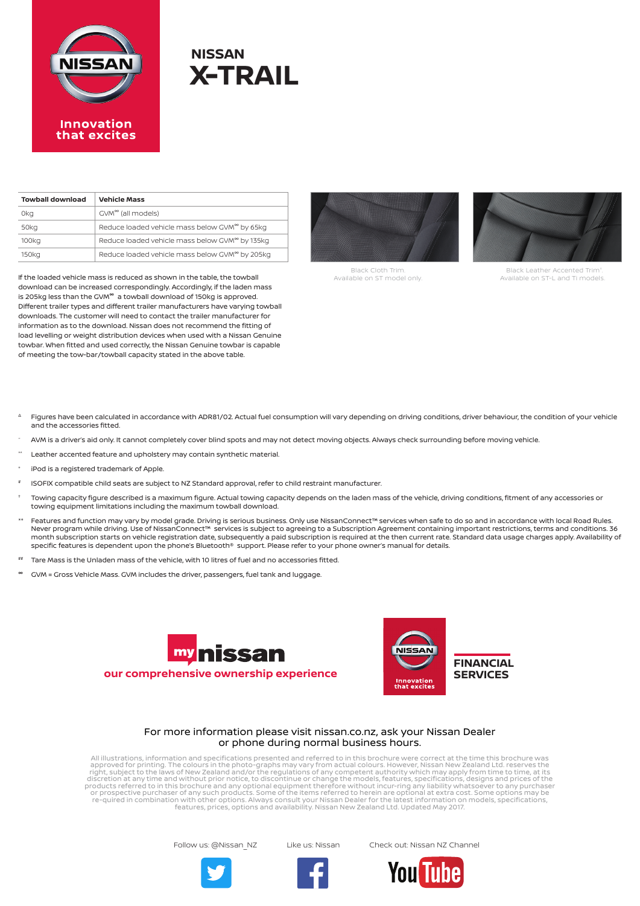Innovation that excites

NISSAN
# X-TRAIL

| Towball download | Vehicle Mass |
|---|---|
| 0kg | GVM∞ (all models) |
| 50kg | Reduce loaded vehicle mass below GVM∞ by 65kg |
| 100kg | Reduce loaded vehicle mass below GVM∞ by 135kg |
| 150kg | Reduce loaded vehicle mass below GVM∞ by 205kg |

If the loaded vehicle mass is reduced as shown in the table, the towball download can be increased correspondingly. Accordingly, if the laden mass is 205kg less than the GVM∞ a towball download of 150kg is approved. Different trailer types and different trailer manufacturers have varying towball downloads. The customer will need to contact the trailer manufacturer for information as to the download. Nissan does not recommend the fitting of load levelling or weight distribution devices when used with a Nissan Genuine towbar. When fitted and used correctly, the Nissan Genuine towbar is capable of meeting the tow-bar/towball capacity stated in the above table.

Black Cloth Trim.
Available on ST model only.

Black Leather Accented Trim+.
Available on ST-L and Ti models.

Δ Figures have been calculated in accordance with ADR81/02. Actual fuel consumption will vary depending on driving conditions, driver behaviour, the condition of your vehicle and the accessories fitted.

~ AVM is a driver's aid only. It cannot completely cover blind spots and may not detect moving objects. Always check surrounding before moving vehicle.

+ Leather accented feature and upholstery may contain synthetic material.

* iPod is a registered trademark of Apple.

# ISOFIX compatible child seats are subject to NZ Standard approval, refer to child restraint manufacturer.

† Towing capacity figure described is a maximum figure. Actual towing capacity depends on the laden mass of the vehicle, driving conditions, fitment of any accessories or towing equipment limitations including the maximum towball download.

** Features and function may vary by model grade. Driving is serious business. Only use NissanConnect™ services when safe to do so and in accordance with local Road Rules. Never program while driving. Use of NissanConnect™ services is subject to agreeing to a Subscription Agreement containing important restrictions, terms and conditions. 36 month subscription starts on vehicle registration date, subsequently a paid subscription is required at the then current rate. Standard data usage charges apply. Availability of specific features is dependent upon the phone's Bluetooth® support. Please refer to your phone owner's manual for details.

## Tare Mass is the Unladen mass of the vehicle, with 10 litres of fuel and no accessories fitted.

∞ GVM = Gross Vehicle Mass. GVM includes the driver, passengers, fuel tank and luggage.

my nissan
our comprehensive ownership experience

Innovation that excites

FINANCIAL SERVICES

For more information please visit nissan.co.nz, ask your Nissan Dealer or phone during normal business hours.

All illustrations, information and specifications presented and referred to in this brochure were correct at the time this brochure was approved for printing. The colours in the photo-graphs may vary from actual colours. However, Nissan New Zealand Ltd. reserves the right, subject to the laws of New Zealand and/or the regulations of any competent authority which may apply from time to time, at its discretion at any time and without prior notice, to discontinue or change the models, features, specifications, designs and prices of the products referred to in this brochure and any optional equipment therefore without incur-ring any liability whatsoever to any purchaser or prospective purchaser of any such products. Some of the items referred to herein are optional at extra cost. Some options may be re-quired in combination with other options. Always consult your Nissan Dealer for the latest information on models, specifications, features, prices, options and availability. Nissan New Zealand Ltd. Updated May 2017.

Follow us: @Nissan_NZ

Like us: Nissan

Check out: Nissan NZ Channel